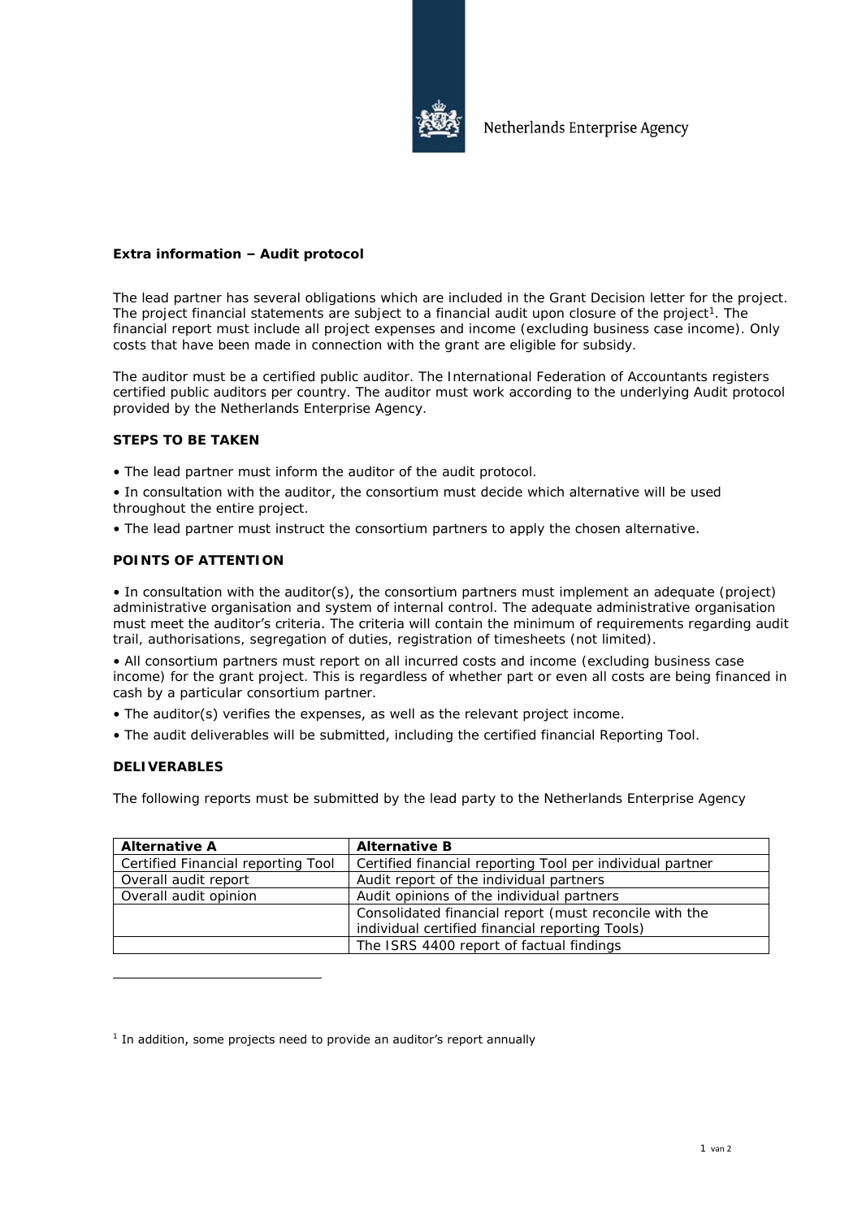Netherlands Enterprise Agency

**Extra information – Audit protocol**

The lead partner has several obligations which are included in the Grant Decision letter for the project. The project financial statements are subject to a financial audit upon closure of the project[1]. The financial report must include all project expenses and income (excluding business case income). Only costs that have been made in connection with the grant are eligible for subsidy.

The auditor must be a certified public auditor. The International Federation of Accountants registers certified public auditors per country. The auditor must work according to the underlying Audit protocol provided by the Netherlands Enterprise Agency.

**STEPS TO BE TAKEN**

- The lead partner must inform the auditor of the audit protocol.
- In consultation with the auditor, the consortium must decide which alternative will be used throughout the entire project.
- The lead partner must instruct the consortium partners to apply the chosen alternative.

**POINTS OF ATTENTION**

- In consultation with the auditor(s), the consortium partners must implement an adequate (project) administrative organisation and system of internal control. The adequate administrative organisation must meet the auditor's criteria. The criteria will contain the minimum of requirements regarding audit trail, authorisations, segregation of duties, registration of timesheets (not limited).
- All consortium partners must report on all incurred costs and income (excluding business case income) for the grant project. This is regardless of whether part or even all costs are being financed in cash by a particular consortium partner.
- The auditor(s) verifies the expenses, as well as the relevant project income.
- The audit deliverables will be submitted, including the certified financial Reporting Tool.

**DELIVERABLES**

The following reports must be submitted by the lead party to the Netherlands Enterprise Agency

| Alternative A | Alternative B |
|---|---|
| Certified Financial reporting Tool | Certified financial reporting Tool per individual partner |
| Overall audit report | Audit report of the individual partners |
| Overall audit opinion | Audit opinions of the individual partners |
| | Consolidated financial report (must reconcile with the individual certified financial reporting Tools) |
| | The ISRS 4400 report of factual findings |

[1] In addition, some projects need to provide an auditor's report annually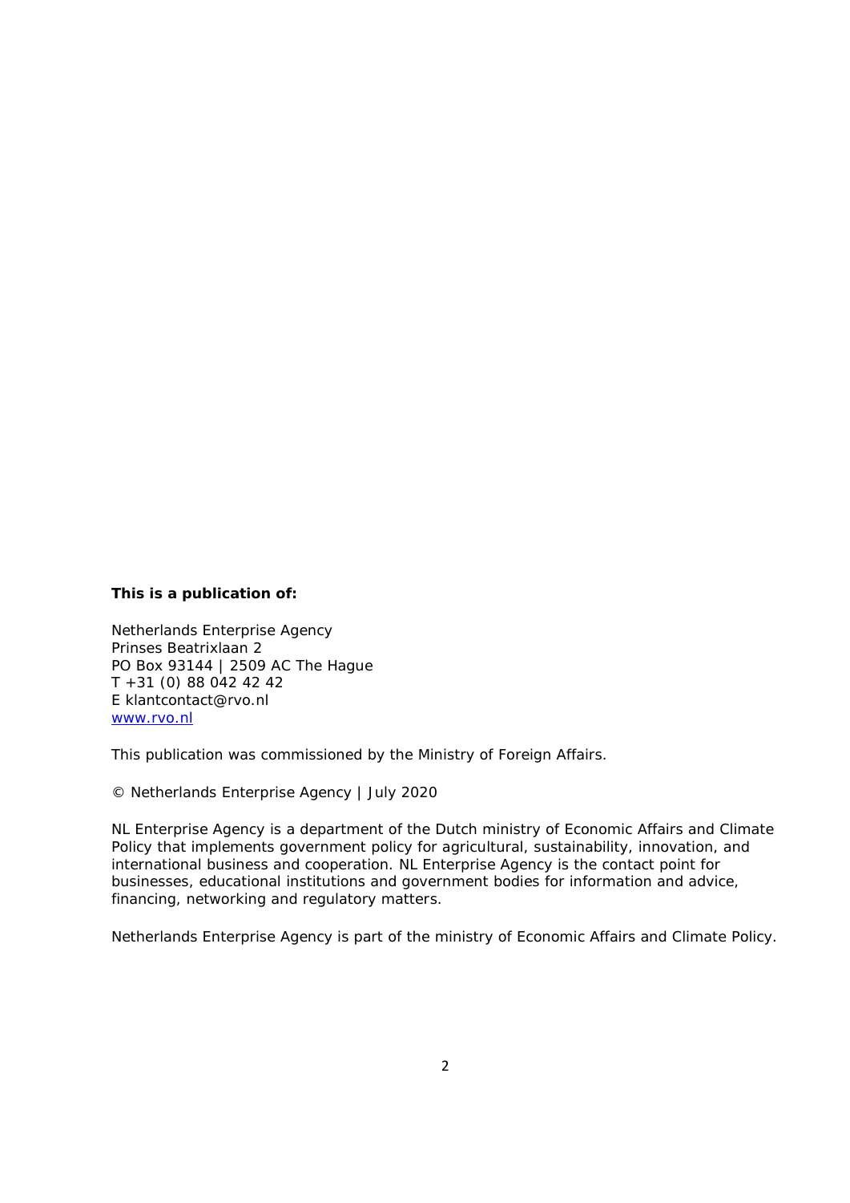**This is a publication of:**

Netherlands Enterprise Agency
Prinses Beatrixlaan 2
PO Box 93144 | 2509 AC The Hague
T +31 (0) 88 042 42 42
E klantcontact@rvo.nl
www.rvo.nl

This publication was commissioned by the Ministry of Foreign Affairs.

© Netherlands Enterprise Agency | July 2020

NL Enterprise Agency is a department of the Dutch ministry of Economic Affairs and Climate Policy that implements government policy for agricultural, sustainability, innovation, and international business and cooperation. NL Enterprise Agency is the contact point for businesses, educational institutions and government bodies for information and advice, financing, networking and regulatory matters.

Netherlands Enterprise Agency is part of the ministry of Economic Affairs and Climate Policy.